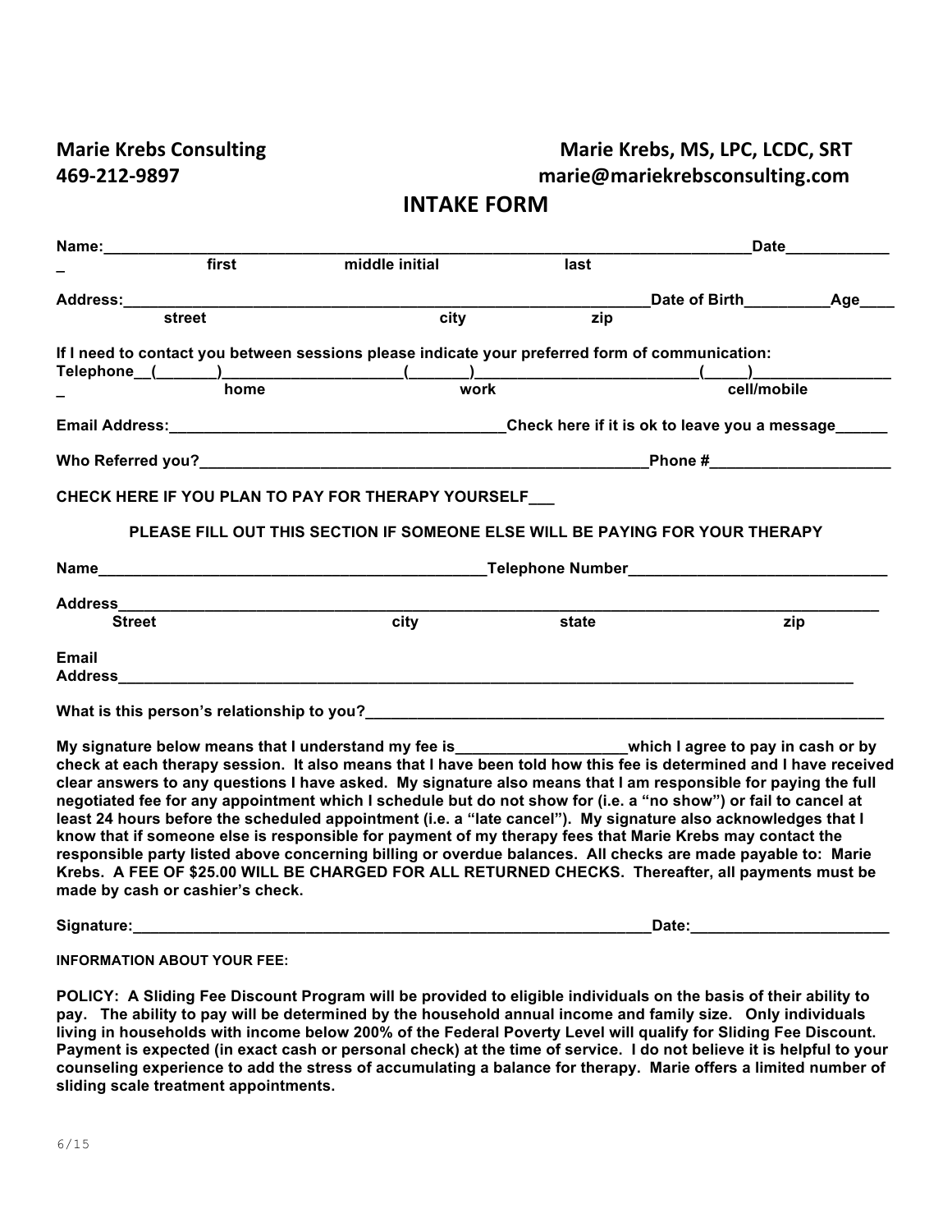**Marie Krebs Consulting** | **Marie Krebs, MS, LPC, LCDC, SRT**
**469-212-9897** | **marie@mariekrebsconsulting.com**

# INTAKE FORM

**Name:**\_\_\_\_\_\_\_\_\_\_\_\_\_\_\_\_\_\_\_\_\_\_\_\_\_\_\_\_\_\_\_\_\_\_\_\_\_\_\_\_\_\_\_\_\_\_\_\_\_\_\_\_\_\_\_\_\_\_\_\_\_\_\_\_\_\_\_\_\_\_\_\_\_\_\_\_\_\_**Date**\_\_\_\_\_\_\_\_\_\_\_\_\_
**first middle initial last**

**Address:**\_\_\_\_\_\_\_\_\_\_\_\_\_\_\_\_\_\_\_\_\_\_\_\_\_\_\_\_\_\_\_\_\_\_\_\_\_\_\_\_\_\_\_\_\_\_\_\_\_\_\_\_\_\_\_\_\_\_\_\_\_\_**Date of Birth**\_\_\_\_\_\_\_\_\_\_**Age**\_\_\_\_
**street city zip**

**If I need to contact you between sessions please indicate your preferred form of communication:**
**Telephone**\_\_(\_\_\_\_\_\_\_)\_\_\_\_\_\_\_\_\_\_\_\_\_\_\_\_\_\_\_\_\_(\_\_\_\_\_\_\_)\_\_\_\_\_\_\_\_\_\_\_\_\_\_\_\_\_\_\_\_\_\_\_\_\_\_(\_\_\_\_\_)\_\_\_\_\_\_\_\_\_\_\_\_\_\_\_\_
**home work cell/mobile**

**Email Address:**\_\_\_\_\_\_\_\_\_\_\_\_\_\_\_\_\_\_\_\_\_\_\_\_\_\_\_\_\_\_\_\_\_\_\_\_\_\_\_\_**Check here if it is ok to leave you a message**\_\_\_\_\_\_

**Who Referred you?**\_\_\_\_\_\_\_\_\_\_\_\_\_\_\_\_\_\_\_\_\_\_\_\_\_\_\_\_\_\_\_\_\_\_\_\_\_\_\_\_\_\_\_\_\_\_\_\_\_\_\_\_\_\_**Phone #**\_\_\_\_\_\_\_\_\_\_\_\_\_\_\_\_\_\_\_\_\_\_

**CHECK HERE IF YOU PLAN TO PAY FOR THERAPY YOURSELF**\_\_\_

**PLEASE FILL OUT THIS SECTION IF SOMEONE ELSE WILL BE PAYING FOR YOUR THERAPY**

**Name**\_\_\_\_\_\_\_\_\_\_\_\_\_\_\_\_\_\_\_\_\_\_\_\_\_\_\_\_\_\_\_\_\_\_\_\_\_\_\_\_\_\_\_\_\_**Telephone Number**\_\_\_\_\_\_\_\_\_\_\_\_\_\_\_\_\_\_\_\_\_\_\_\_\_\_\_\_\_\_\_

**Address**\_\_\_\_\_\_\_\_\_\_\_\_\_\_\_\_\_\_\_\_\_\_\_\_\_\_\_\_\_\_\_\_\_\_\_\_\_\_\_\_\_\_\_\_\_\_\_\_\_\_\_\_\_\_\_\_\_\_\_\_\_\_\_\_\_\_\_\_\_\_\_\_\_\_\_\_\_\_\_\_\_\_\_\_\_\_\_\_\_\_\_
**Street city state zip**

**Email Address**\_\_\_\_\_\_\_\_\_\_\_\_\_\_\_\_\_\_\_\_\_\_\_\_\_\_\_\_\_\_\_\_\_\_\_\_\_\_\_\_\_\_\_\_\_\_\_\_\_\_\_\_\_\_\_\_\_\_\_\_\_\_\_\_\_\_\_\_\_\_\_\_\_\_\_\_\_\_\_\_\_\_\_\_\_\_\_

**What is this person's relationship to you?**\_\_\_\_\_\_\_\_\_\_\_\_\_\_\_\_\_\_\_\_\_\_\_\_\_\_\_\_\_\_\_\_\_\_\_\_\_\_\_\_\_\_\_\_\_\_\_\_\_\_\_\_\_\_\_\_\_\_\_\_\_\_\_\_

**My signature below means that I understand my fee is\_\_\_\_\_\_\_\_\_\_\_\_\_\_\_\_\_\_\_\_which I agree to pay in cash or by check at each therapy session. It also means that I have been told how this fee is determined and I have received clear answers to any questions I have asked. My signature also means that I am responsible for paying the full negotiated fee for any appointment which I schedule but do not show for (i.e. a "no show") or fail to cancel at least 24 hours before the scheduled appointment (i.e. a "late cancel"). My signature also acknowledges that I know that if someone else is responsible for payment of my therapy fees that Marie Krebs may contact the responsible party listed above concerning billing or overdue balances. All checks are made payable to: Marie Krebs. A FEE OF $25.00 WILL BE CHARGED FOR ALL RETURNED CHECKS. Thereafter, all payments must be made by cash or cashier's check.**

**Signature:**\_\_\_\_\_\_\_\_\_\_\_\_\_\_\_\_\_\_\_\_\_\_\_\_\_\_\_\_\_\_\_\_\_\_\_\_\_\_\_\_\_\_\_\_\_\_\_\_\_\_\_\_\_\_\_\_\_\_\_\_\_\_\_**Date:**\_\_\_\_\_\_\_\_\_\_\_\_\_\_\_\_\_\_\_\_\_\_\_\_

**INFORMATION ABOUT YOUR FEE:**

**POLICY: A Sliding Fee Discount Program will be provided to eligible individuals on the basis of their ability to pay. The ability to pay will be determined by the household annual income and family size. Only individuals living in households with income below 200% of the Federal Poverty Level will qualify for Sliding Fee Discount. Payment is expected (in exact cash or personal check) at the time of service. I do not believe it is helpful to your counseling experience to add the stress of accumulating a balance for therapy. Marie offers a limited number of sliding scale treatment appointments.**

6/15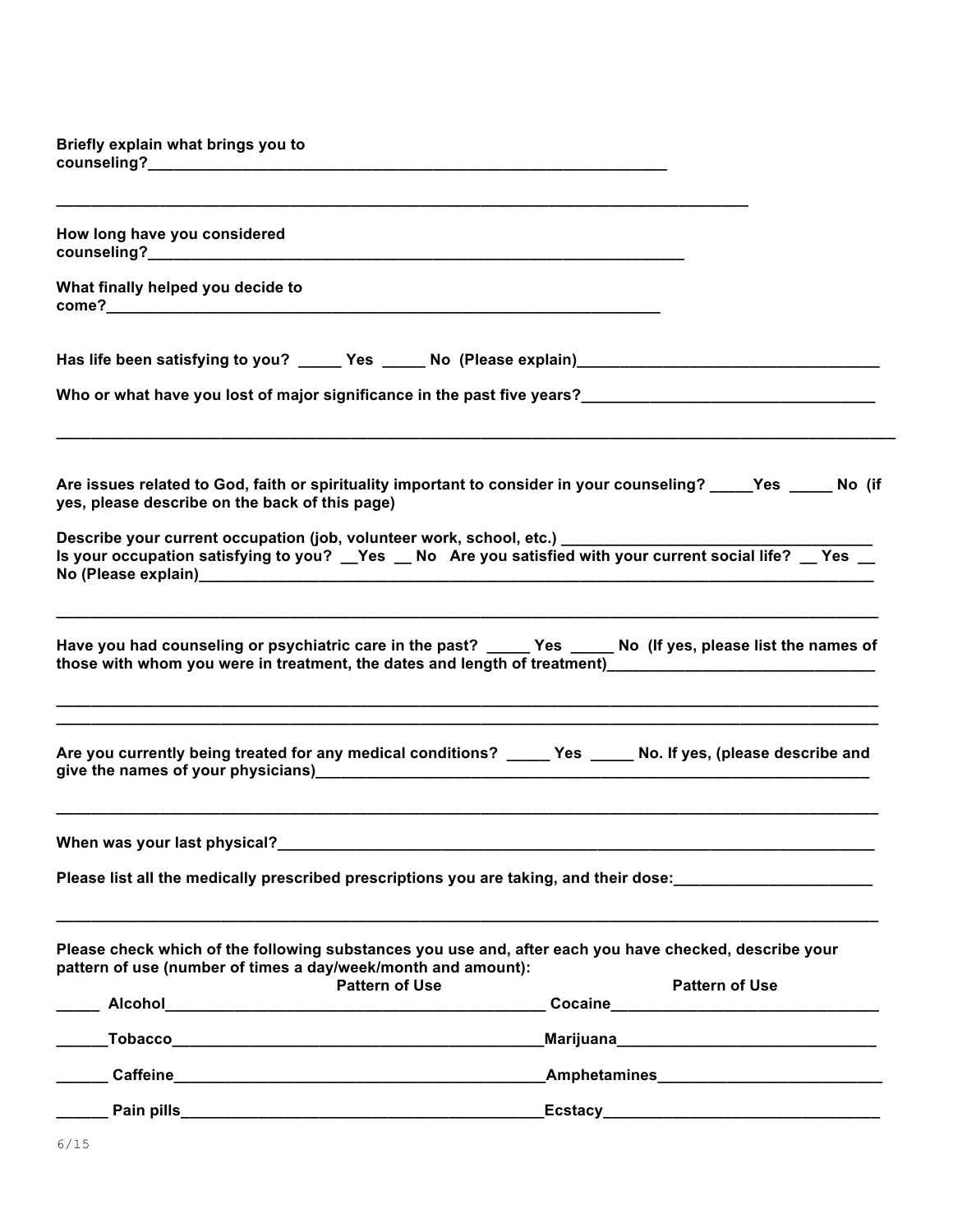**Briefly explain what brings you to counseling?_______________________________________________________________**

**_________________________________________________________________________________**

**How long have you considered counseling?_________________________________________________________________**

**What finally helped you decide to come?__________________________________________________________________**

**Has life been satisfying to you? _____ Yes _____ No (Please explain)___________________________________**

**Who or what have you lost of major significance in the past five years?__________________________________**

**_________________________________________________________________________________________________**

**Are issues related to God, faith or spirituality important to consider in your counseling? _____Yes _____ No (if yes, please describe on the back of this page)**

**Describe your current occupation (job, volunteer work, school, etc.) ___________________________________**
**Is your occupation satisfying to you? __Yes __ No Are you satisfied with your current social life? __ Yes __ No (Please explain)_______________________________________________________________________________**

**_________________________________________________________________________________________________**

**Have you had counseling or psychiatric care in the past? _____ Yes _____ No (If yes, please list the names of those with whom you were in treatment, the dates and length of treatment)______________________________**

**_________________________________________________________________________________________________**
**_________________________________________________________________________________________________**

**Are you currently being treated for any medical conditions? _____ Yes _____ No. If yes, (please describe and give the names of your physicians)_________________________________________________________________**

**_________________________________________________________________________________________________**

**When was your last physical?_________________________________________________________________________**

**Please list all the medically prescribed prescriptions you are taking, and their dose:______________________**

**_________________________________________________________________________________________________**

**Please check which of the following substances you use and, after each you have checked, describe your pattern of use (number of times a day/week/month and amount):**

| | Substance | Pattern of Use | Substance | Pattern of Use |
|---|---|---|---|---|
| _____ | **Alcohol** | ___________________________ | **Cocaine** | ___________________________ |
| ______ | **Tobacco** | ___________________________ | **Marijuana** | ___________________________ |
| ______ | **Caffeine** | ___________________________ | **Amphetamines** | ___________________________ |
| ______ | **Pain pills** | ___________________________ | **Ecstacy** | ___________________________ |

6/15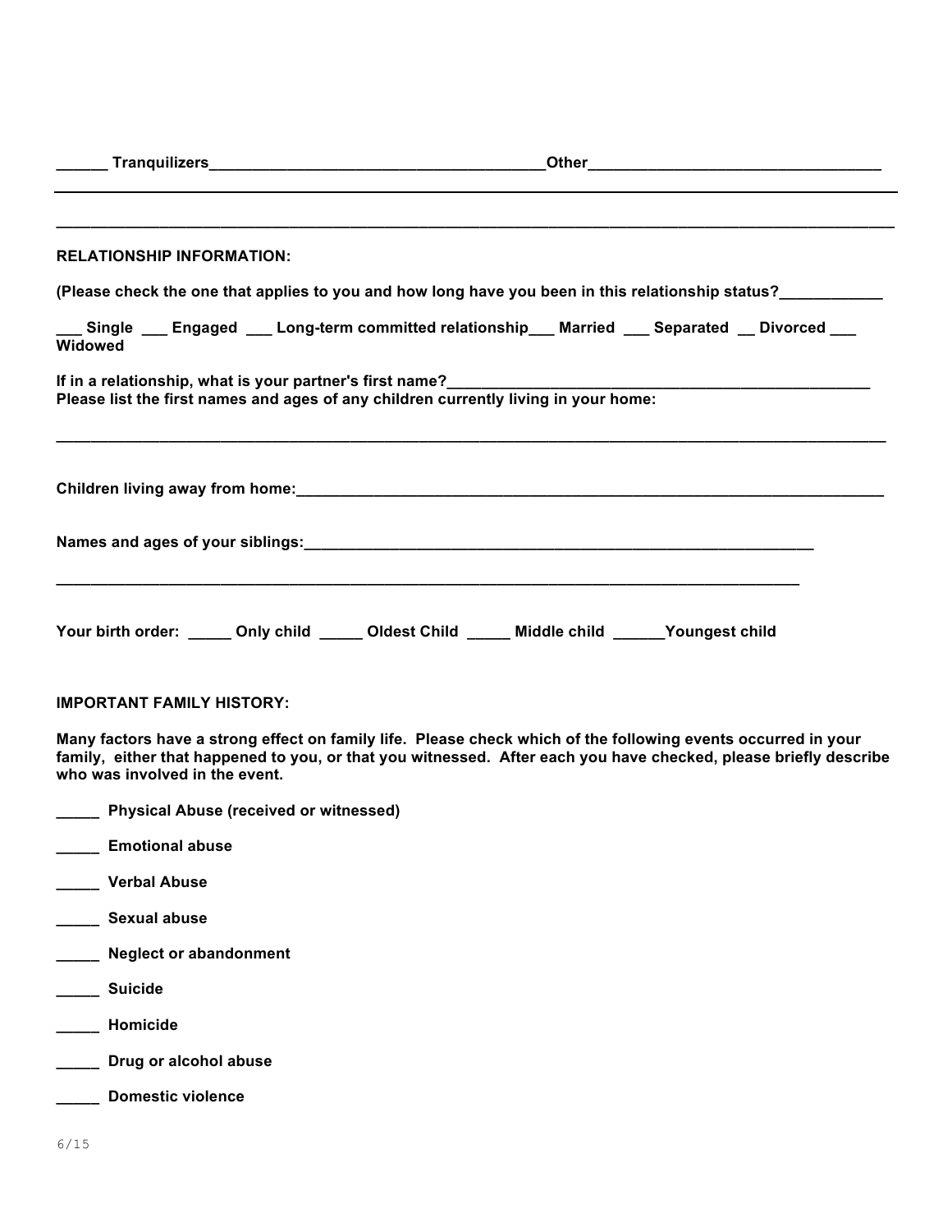______ Tranquilizers_______________________________________Other__________________________________

_____________________________________________________________________________________________

_____________________________________________________________________________________________

**RELATIONSHIP INFORMATION:**

**(Please check the one that applies to you and how long have you been in this relationship status?____________**

**___ Single ___ Engaged ___ Long-term committed relationship___ Married ___ Separated __ Divorced ___ Widowed**

**If in a relationship, what is your partner's first name?____________________________________________________**
**Please list the first names and ages of any children currently living in your home:**

_____________________________________________________________________________________________

**Children living away from home:___________________________________________________________________**

**Names and ages of your siblings:_______________________________________________________________**

_____________________________________________________________________________________

**Your birth order: _____ Only child _____ Oldest Child _____ Middle child ______Youngest child**

**IMPORTANT FAMILY HISTORY:**

**Many factors have a strong effect on family life. Please check which of the following events occurred in your family, either that happened to you, or that you witnessed. After each you have checked, please briefly describe who was involved in the event.**

**_____ Physical Abuse (received or witnessed)**

**_____ Emotional abuse**

**_____ Verbal Abuse**

**_____ Sexual abuse**

**_____ Neglect or abandonment**

**_____ Suicide**

**_____ Homicide**

**_____ Drug or alcohol abuse**

**_____ Domestic violence**

6/15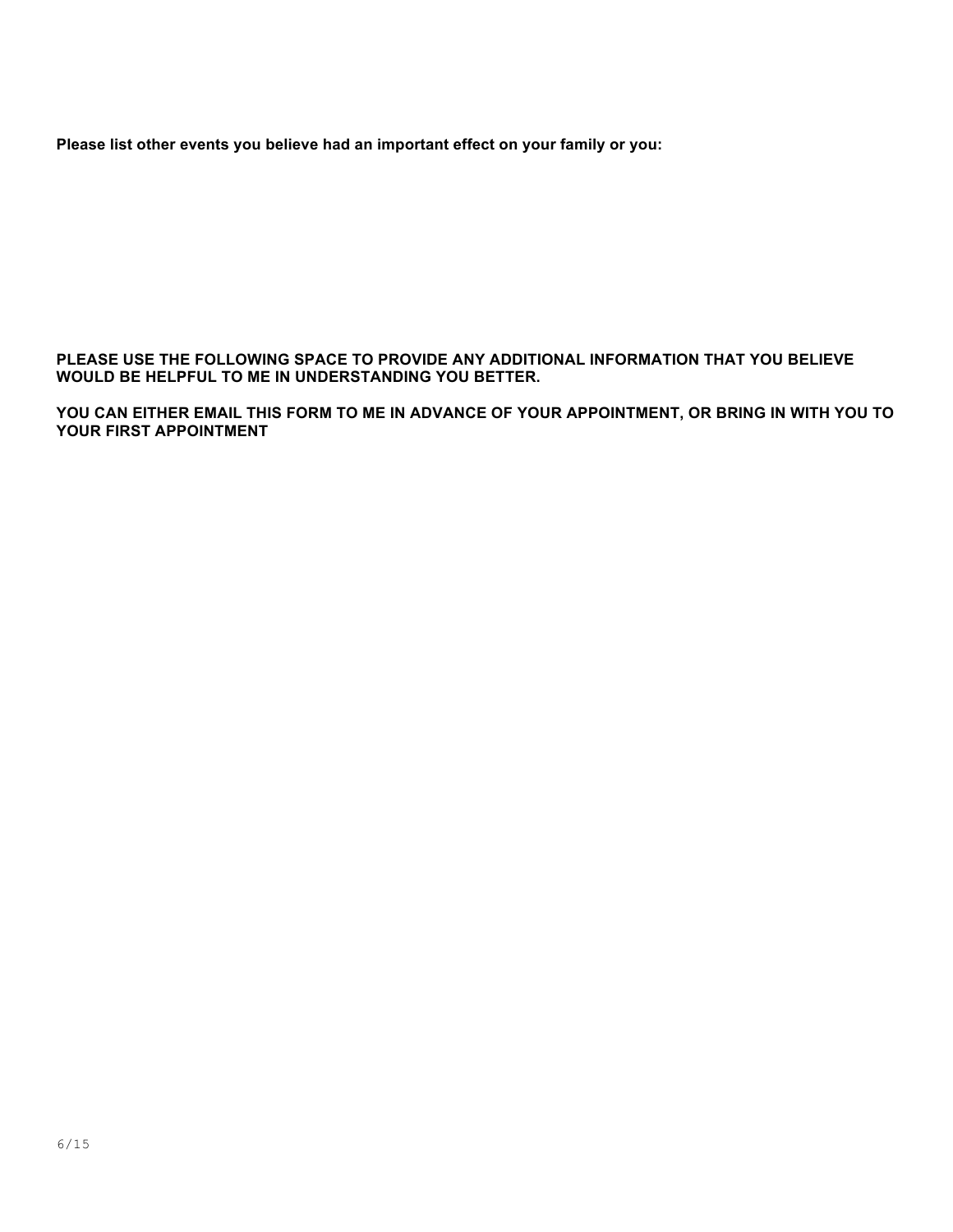**Please list other events you believe had an important effect on your family or you:**

**PLEASE USE THE FOLLOWING SPACE TO PROVIDE ANY ADDITIONAL INFORMATION THAT YOU BELIEVE WOULD BE HELPFUL TO ME IN UNDERSTANDING YOU BETTER.**

**YOU CAN EITHER EMAIL THIS FORM TO ME IN ADVANCE OF YOUR APPOINTMENT, OR BRING IN WITH YOU TO YOUR FIRST APPOINTMENT**

6/15